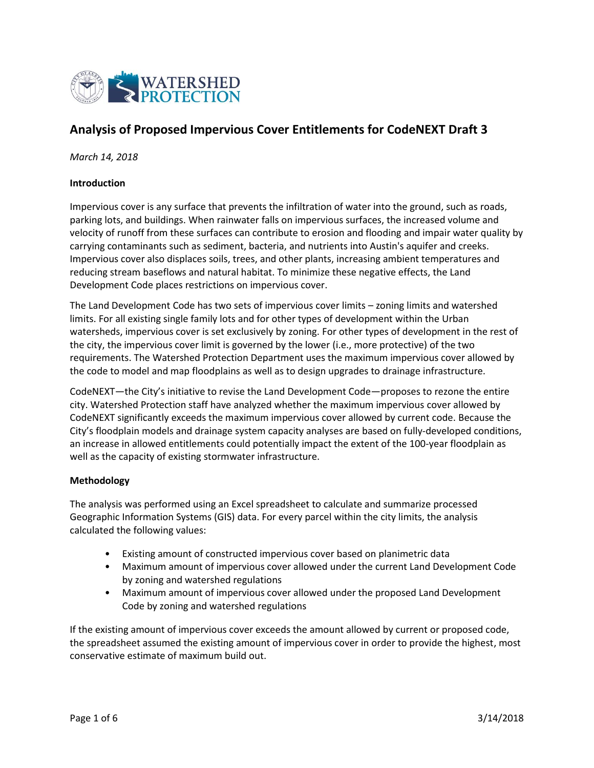# Analysis of Proposed Impervious Cover Entitlements for CodeNEXT Draft 3

*March 14, 2018*

**Introduction**

Impervious cover is any surface that prevents the infiltration of water into the ground, such as roads, parking lots, and buildings. When rainwater falls on impervious surfaces, the increased volume and velocity of runoff from these surfaces can contribute to erosion and flooding and impair water quality by carrying contaminants such as sediment, bacteria, and nutrients into Austin's aquifer and creeks. Impervious cover also displaces soils, trees, and other plants, increasing ambient temperatures and reducing stream baseflows and natural habitat. To minimize these negative effects, the Land Development Code places restrictions on impervious cover.

The Land Development Code has two sets of impervious cover limits – zoning limits and watershed limits. For all existing single family lots and for other types of development within the Urban watersheds, impervious cover is set exclusively by zoning. For other types of development in the rest of the city, the impervious cover limit is governed by the lower (i.e., more protective) of the two requirements. The Watershed Protection Department uses the maximum impervious cover allowed by the code to model and map floodplains as well as to design upgrades to drainage infrastructure.

CodeNEXT—the City's initiative to revise the Land Development Code—proposes to rezone the entire city. Watershed Protection staff have analyzed whether the maximum impervious cover allowed by CodeNEXT significantly exceeds the maximum impervious cover allowed by current code. Because the City's floodplain models and drainage system capacity analyses are based on fully-developed conditions, an increase in allowed entitlements could potentially impact the extent of the 100-year floodplain as well as the capacity of existing stormwater infrastructure.

**Methodology**

The analysis was performed using an Excel spreadsheet to calculate and summarize processed Geographic Information Systems (GIS) data. For every parcel within the city limits, the analysis calculated the following values:

- Existing amount of constructed impervious cover based on planimetric data
- Maximum amount of impervious cover allowed under the current Land Development Code by zoning and watershed regulations
- Maximum amount of impervious cover allowed under the proposed Land Development Code by zoning and watershed regulations

If the existing amount of impervious cover exceeds the amount allowed by current or proposed code, the spreadsheet assumed the existing amount of impervious cover in order to provide the highest, most conservative estimate of maximum build out.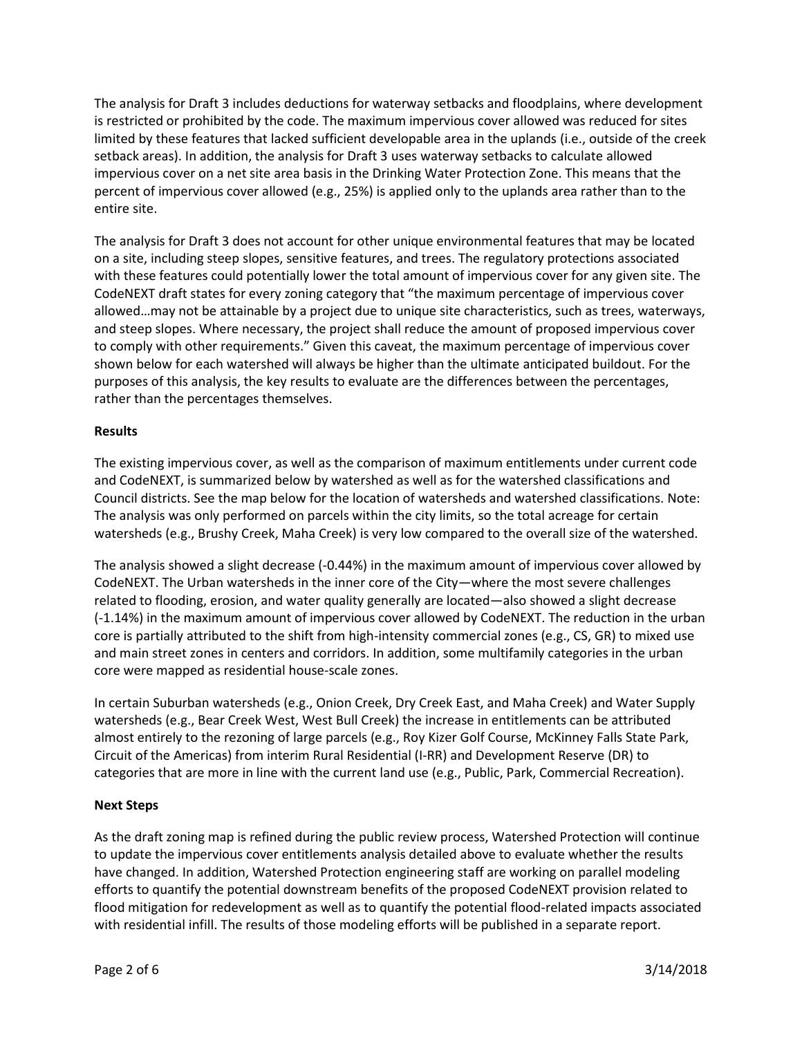The analysis for Draft 3 includes deductions for waterway setbacks and floodplains, where development is restricted or prohibited by the code. The maximum impervious cover allowed was reduced for sites limited by these features that lacked sufficient developable area in the uplands (i.e., outside of the creek setback areas). In addition, the analysis for Draft 3 uses waterway setbacks to calculate allowed impervious cover on a net site area basis in the Drinking Water Protection Zone. This means that the percent of impervious cover allowed (e.g., 25%) is applied only to the uplands area rather than to the entire site.

The analysis for Draft 3 does not account for other unique environmental features that may be located on a site, including steep slopes, sensitive features, and trees. The regulatory protections associated with these features could potentially lower the total amount of impervious cover for any given site. The CodeNEXT draft states for every zoning category that "the maximum percentage of impervious cover allowed…may not be attainable by a project due to unique site characteristics, such as trees, waterways, and steep slopes. Where necessary, the project shall reduce the amount of proposed impervious cover to comply with other requirements." Given this caveat, the maximum percentage of impervious cover shown below for each watershed will always be higher than the ultimate anticipated buildout. For the purposes of this analysis, the key results to evaluate are the differences between the percentages, rather than the percentages themselves.

**Results**

The existing impervious cover, as well as the comparison of maximum entitlements under current code and CodeNEXT, is summarized below by watershed as well as for the watershed classifications and Council districts. See the map below for the location of watersheds and watershed classifications. Note: The analysis was only performed on parcels within the city limits, so the total acreage for certain watersheds (e.g., Brushy Creek, Maha Creek) is very low compared to the overall size of the watershed.

The analysis showed a slight decrease (-0.44%) in the maximum amount of impervious cover allowed by CodeNEXT. The Urban watersheds in the inner core of the City—where the most severe challenges related to flooding, erosion, and water quality generally are located—also showed a slight decrease (-1.14%) in the maximum amount of impervious cover allowed by CodeNEXT. The reduction in the urban core is partially attributed to the shift from high-intensity commercial zones (e.g., CS, GR) to mixed use and main street zones in centers and corridors. In addition, some multifamily categories in the urban core were mapped as residential house-scale zones.

In certain Suburban watersheds (e.g., Onion Creek, Dry Creek East, and Maha Creek) and Water Supply watersheds (e.g., Bear Creek West, West Bull Creek) the increase in entitlements can be attributed almost entirely to the rezoning of large parcels (e.g., Roy Kizer Golf Course, McKinney Falls State Park, Circuit of the Americas) from interim Rural Residential (I-RR) and Development Reserve (DR) to categories that are more in line with the current land use (e.g., Public, Park, Commercial Recreation).

**Next Steps**

As the draft zoning map is refined during the public review process, Watershed Protection will continue to update the impervious cover entitlements analysis detailed above to evaluate whether the results have changed. In addition, Watershed Protection engineering staff are working on parallel modeling efforts to quantify the potential downstream benefits of the proposed CodeNEXT provision related to flood mitigation for redevelopment as well as to quantify the potential flood-related impacts associated with residential infill. The results of those modeling efforts will be published in a separate report.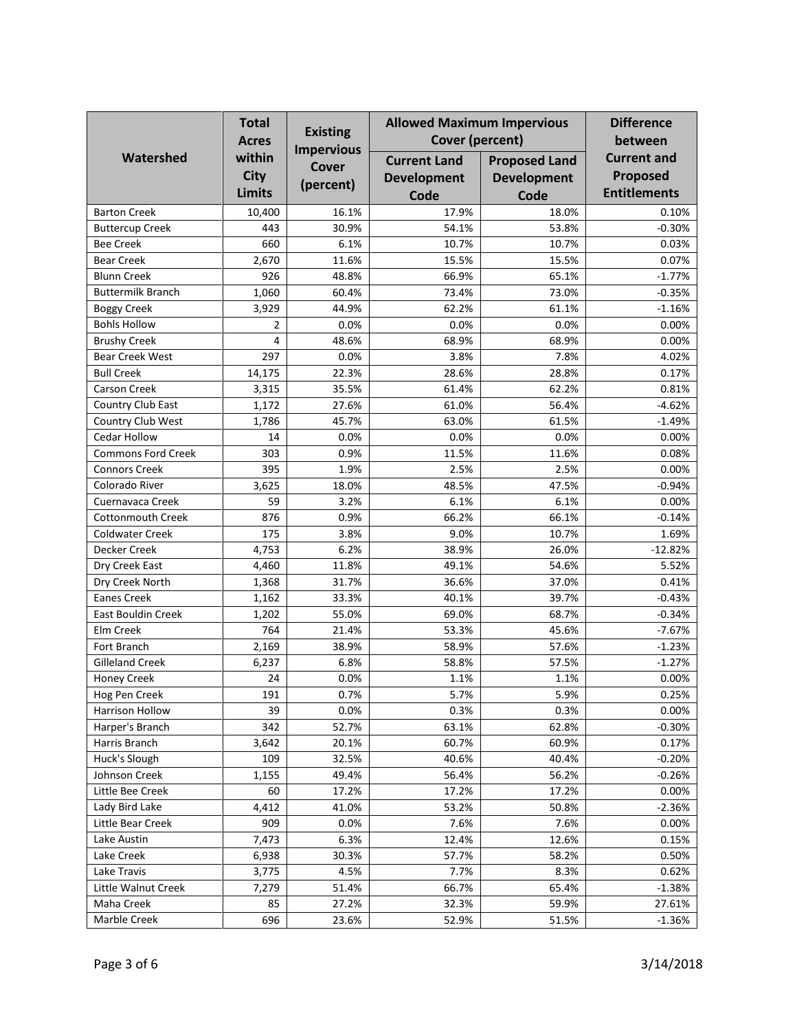| Watershed | Total Acres within City Limits | Existing Impervious Cover (percent) | Allowed Maximum Impervious Cover (percent) | | Difference between Current and Proposed Entitlements |
|---|---|---|---|---|---|
| | | | Current Land Development Code | Proposed Land Development Code | |
| Barton Creek | 10,400 | 16.1% | 17.9% | 18.0% | 0.10% |
| Buttercup Creek | 443 | 30.9% | 54.1% | 53.8% | -0.30% |
| Bee Creek | 660 | 6.1% | 10.7% | 10.7% | 0.03% |
| Bear Creek | 2,670 | 11.6% | 15.5% | 15.5% | 0.07% |
| Blunn Creek | 926 | 48.8% | 66.9% | 65.1% | -1.77% |
| Buttermilk Branch | 1,060 | 60.4% | 73.4% | 73.0% | -0.35% |
| Boggy Creek | 3,929 | 44.9% | 62.2% | 61.1% | -1.16% |
| Bohls Hollow | 2 | 0.0% | 0.0% | 0.0% | 0.00% |
| Brushy Creek | 4 | 48.6% | 68.9% | 68.9% | 0.00% |
| Bear Creek West | 297 | 0.0% | 3.8% | 7.8% | 4.02% |
| Bull Creek | 14,175 | 22.3% | 28.6% | 28.8% | 0.17% |
| Carson Creek | 3,315 | 35.5% | 61.4% | 62.2% | 0.81% |
| Country Club East | 1,172 | 27.6% | 61.0% | 56.4% | -4.62% |
| Country Club West | 1,786 | 45.7% | 63.0% | 61.5% | -1.49% |
| Cedar Hollow | 14 | 0.0% | 0.0% | 0.0% | 0.00% |
| Commons Ford Creek | 303 | 0.9% | 11.5% | 11.6% | 0.08% |
| Connors Creek | 395 | 1.9% | 2.5% | 2.5% | 0.00% |
| Colorado River | 3,625 | 18.0% | 48.5% | 47.5% | -0.94% |
| Cuernavaca Creek | 59 | 3.2% | 6.1% | 6.1% | 0.00% |
| Cottonmouth Creek | 876 | 0.9% | 66.2% | 66.1% | -0.14% |
| Coldwater Creek | 175 | 3.8% | 9.0% | 10.7% | 1.69% |
| Decker Creek | 4,753 | 6.2% | 38.9% | 26.0% | -12.82% |
| Dry Creek East | 4,460 | 11.8% | 49.1% | 54.6% | 5.52% |
| Dry Creek North | 1,368 | 31.7% | 36.6% | 37.0% | 0.41% |
| Eanes Creek | 1,162 | 33.3% | 40.1% | 39.7% | -0.43% |
| East Bouldin Creek | 1,202 | 55.0% | 69.0% | 68.7% | -0.34% |
| Elm Creek | 764 | 21.4% | 53.3% | 45.6% | -7.67% |
| Fort Branch | 2,169 | 38.9% | 58.9% | 57.6% | -1.23% |
| Gilleland Creek | 6,237 | 6.8% | 58.8% | 57.5% | -1.27% |
| Honey Creek | 24 | 0.0% | 1.1% | 1.1% | 0.00% |
| Hog Pen Creek | 191 | 0.7% | 5.7% | 5.9% | 0.25% |
| Harrison Hollow | 39 | 0.0% | 0.3% | 0.3% | 0.00% |
| Harper's Branch | 342 | 52.7% | 63.1% | 62.8% | -0.30% |
| Harris Branch | 3,642 | 20.1% | 60.7% | 60.9% | 0.17% |
| Huck's Slough | 109 | 32.5% | 40.6% | 40.4% | -0.20% |
| Johnson Creek | 1,155 | 49.4% | 56.4% | 56.2% | -0.26% |
| Little Bee Creek | 60 | 17.2% | 17.2% | 17.2% | 0.00% |
| Lady Bird Lake | 4,412 | 41.0% | 53.2% | 50.8% | -2.36% |
| Little Bear Creek | 909 | 0.0% | 7.6% | 7.6% | 0.00% |
| Lake Austin | 7,473 | 6.3% | 12.4% | 12.6% | 0.15% |
| Lake Creek | 6,938 | 30.3% | 57.7% | 58.2% | 0.50% |
| Lake Travis | 3,775 | 4.5% | 7.7% | 8.3% | 0.62% |
| Little Walnut Creek | 7,279 | 51.4% | 66.7% | 65.4% | -1.38% |
| Maha Creek | 85 | 27.2% | 32.3% | 59.9% | 27.61% |
| Marble Creek | 696 | 23.6% | 52.9% | 51.5% | -1.36% |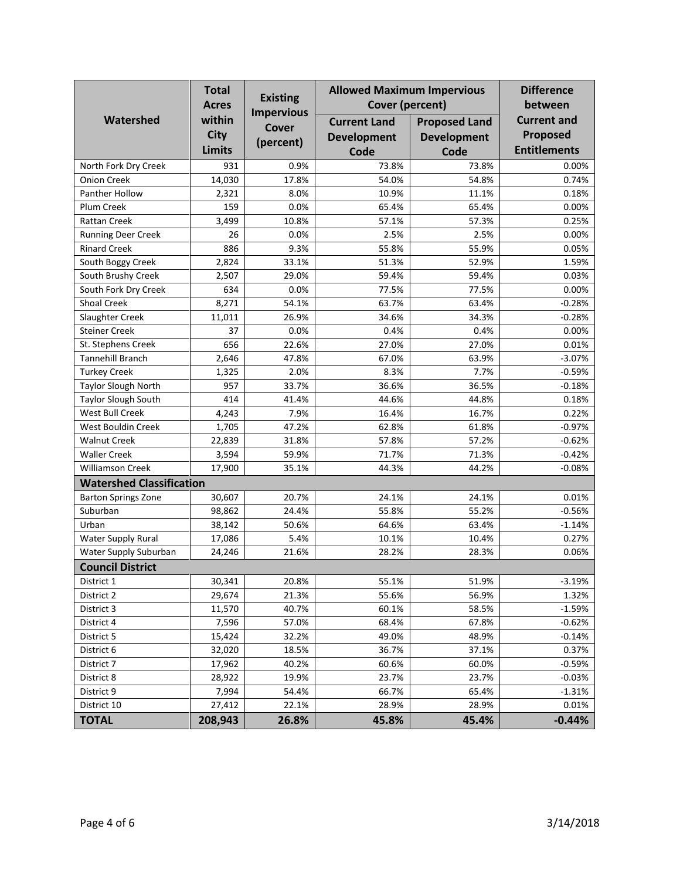| Watershed | Total Acres within City Limits | Existing Impervious Cover (percent) | Allowed Maximum Impervious Cover (percent) | | Difference between Current and Proposed Entitlements |
|---|---|---|---|---|---|
| | | | Current Land Development Code | Proposed Land Development Code | |
| North Fork Dry Creek | 931 | 0.9% | 73.8% | 73.8% | 0.00% |
| Onion Creek | 14,030 | 17.8% | 54.0% | 54.8% | 0.74% |
| Panther Hollow | 2,321 | 8.0% | 10.9% | 11.1% | 0.18% |
| Plum Creek | 159 | 0.0% | 65.4% | 65.4% | 0.00% |
| Rattan Creek | 3,499 | 10.8% | 57.1% | 57.3% | 0.25% |
| Running Deer Creek | 26 | 0.0% | 2.5% | 2.5% | 0.00% |
| Rinard Creek | 886 | 9.3% | 55.8% | 55.9% | 0.05% |
| South Boggy Creek | 2,824 | 33.1% | 51.3% | 52.9% | 1.59% |
| South Brushy Creek | 2,507 | 29.0% | 59.4% | 59.4% | 0.03% |
| South Fork Dry Creek | 634 | 0.0% | 77.5% | 77.5% | 0.00% |
| Shoal Creek | 8,271 | 54.1% | 63.7% | 63.4% | -0.28% |
| Slaughter Creek | 11,011 | 26.9% | 34.6% | 34.3% | -0.28% |
| Steiner Creek | 37 | 0.0% | 0.4% | 0.4% | 0.00% |
| St. Stephens Creek | 656 | 22.6% | 27.0% | 27.0% | 0.01% |
| Tannehill Branch | 2,646 | 47.8% | 67.0% | 63.9% | -3.07% |
| Turkey Creek | 1,325 | 2.0% | 8.3% | 7.7% | -0.59% |
| Taylor Slough North | 957 | 33.7% | 36.6% | 36.5% | -0.18% |
| Taylor Slough South | 414 | 41.4% | 44.6% | 44.8% | 0.18% |
| West Bull Creek | 4,243 | 7.9% | 16.4% | 16.7% | 0.22% |
| West Bouldin Creek | 1,705 | 47.2% | 62.8% | 61.8% | -0.97% |
| Walnut Creek | 22,839 | 31.8% | 57.8% | 57.2% | -0.62% |
| Waller Creek | 3,594 | 59.9% | 71.7% | 71.3% | -0.42% |
| Williamson Creek | 17,900 | 35.1% | 44.3% | 44.2% | -0.08% |
| **Watershed Classification** | | | | | |
| Barton Springs Zone | 30,607 | 20.7% | 24.1% | 24.1% | 0.01% |
| Suburban | 98,862 | 24.4% | 55.8% | 55.2% | -0.56% |
| Urban | 38,142 | 50.6% | 64.6% | 63.4% | -1.14% |
| Water Supply Rural | 17,086 | 5.4% | 10.1% | 10.4% | 0.27% |
| Water Supply Suburban | 24,246 | 21.6% | 28.2% | 28.3% | 0.06% |
| **Council District** | | | | | |
| District 1 | 30,341 | 20.8% | 55.1% | 51.9% | -3.19% |
| District 2 | 29,674 | 21.3% | 55.6% | 56.9% | 1.32% |
| District 3 | 11,570 | 40.7% | 60.1% | 58.5% | -1.59% |
| District 4 | 7,596 | 57.0% | 68.4% | 67.8% | -0.62% |
| District 5 | 15,424 | 32.2% | 49.0% | 48.9% | -0.14% |
| District 6 | 32,020 | 18.5% | 36.7% | 37.1% | 0.37% |
| District 7 | 17,962 | 40.2% | 60.6% | 60.0% | -0.59% |
| District 8 | 28,922 | 19.9% | 23.7% | 23.7% | -0.03% |
| District 9 | 7,994 | 54.4% | 66.7% | 65.4% | -1.31% |
| District 10 | 27,412 | 22.1% | 28.9% | 28.9% | 0.01% |
| **TOTAL** | **208,943** | **26.8%** | **45.8%** | **45.4%** | **-0.44%** |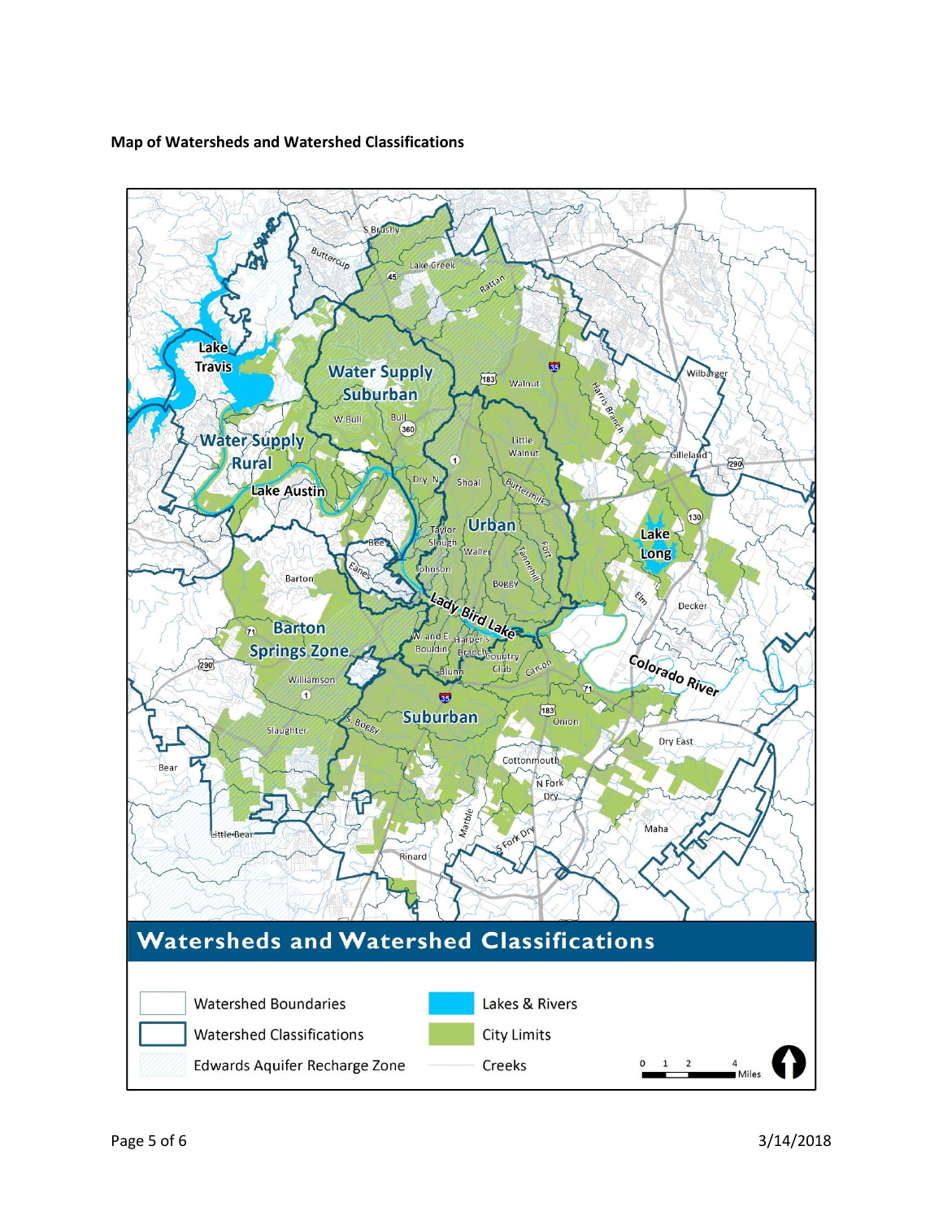**Map of Watersheds and Watershed Classifications**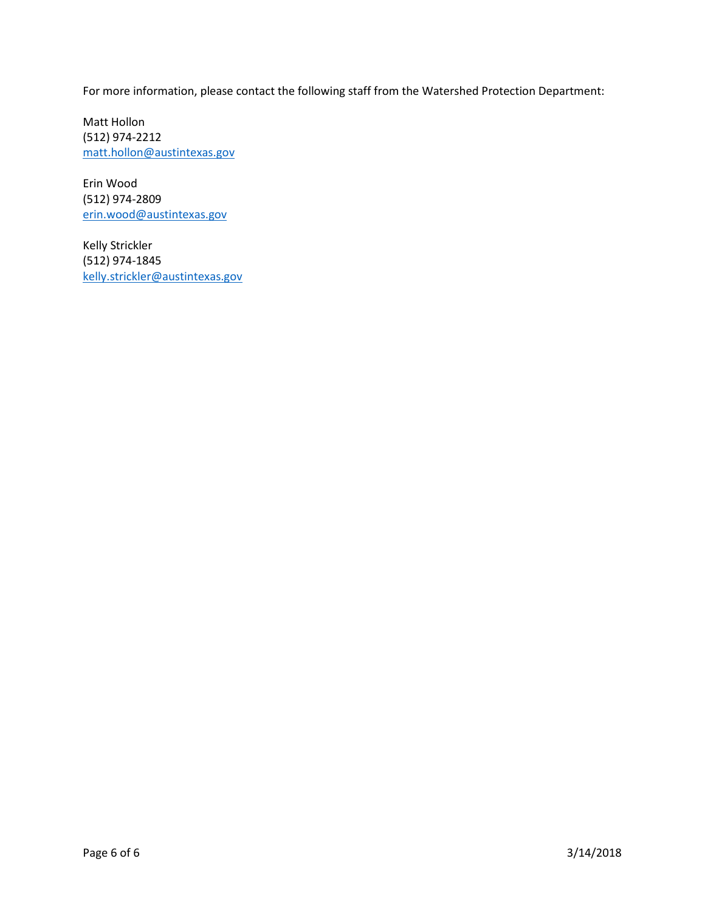For more information, please contact the following staff from the Watershed Protection Department:

Matt Hollon
(512) 974-2212
matt.hollon@austintexas.gov

Erin Wood
(512) 974-2809
erin.wood@austintexas.gov

Kelly Strickler
(512) 974-1845
kelly.strickler@austintexas.gov